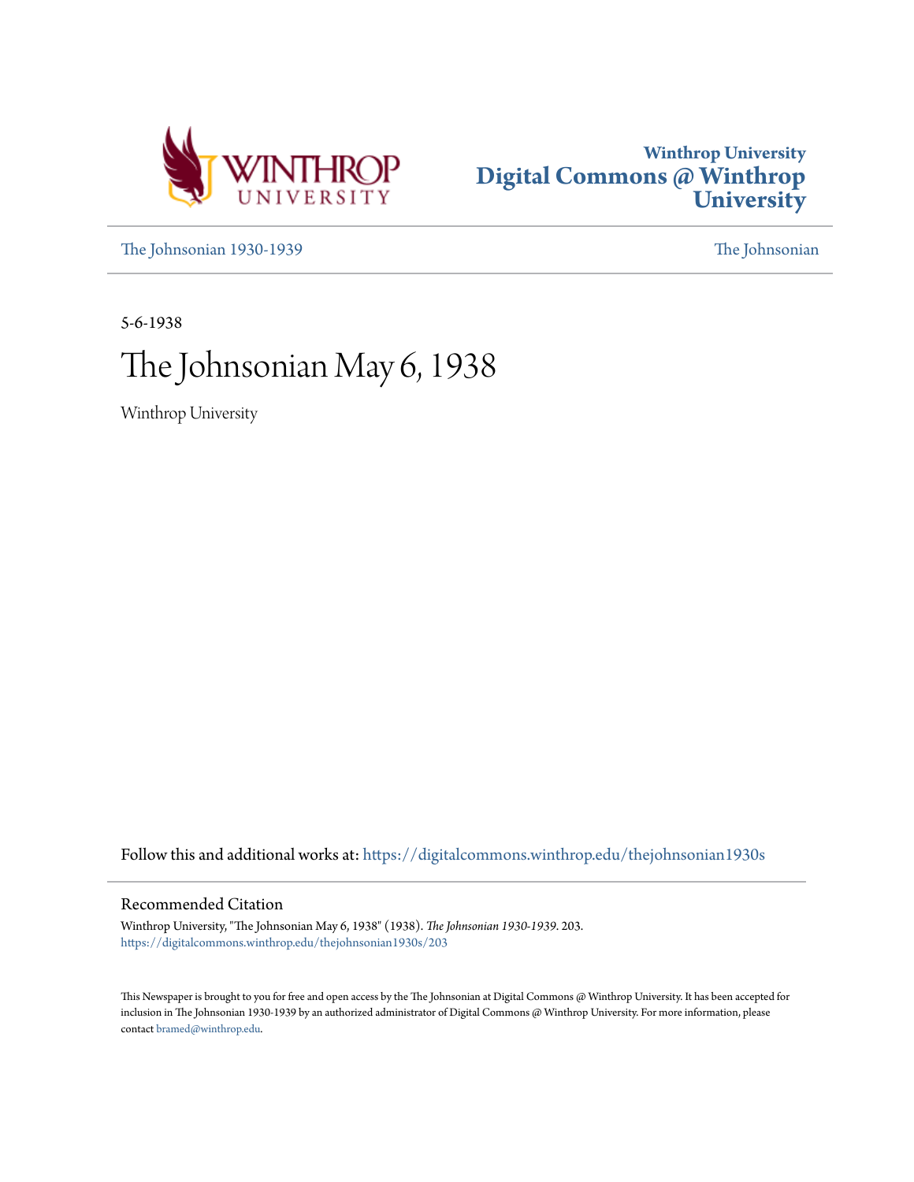Winthrop University
# Digital Commons @ Winthrop University

The Johnsonian 1930-1939 | The Johnsonian

5-6-1938

# The Johnsonian May 6, 1938

Winthrop University

Follow this and additional works at: https://digitalcommons.winthrop.edu/thejohnsonian1930s

## Recommended Citation

Winthrop University, "The Johnsonian May 6, 1938" (1938). *The Johnsonian 1930-1939*. 203.
https://digitalcommons.winthrop.edu/thejohnsonian1930s/203

This Newspaper is brought to you for free and open access by the The Johnsonian at Digital Commons @ Winthrop University. It has been accepted for inclusion in The Johnsonian 1930-1939 by an authorized administrator of Digital Commons @ Winthrop University. For more information, please contact bramed@winthrop.edu.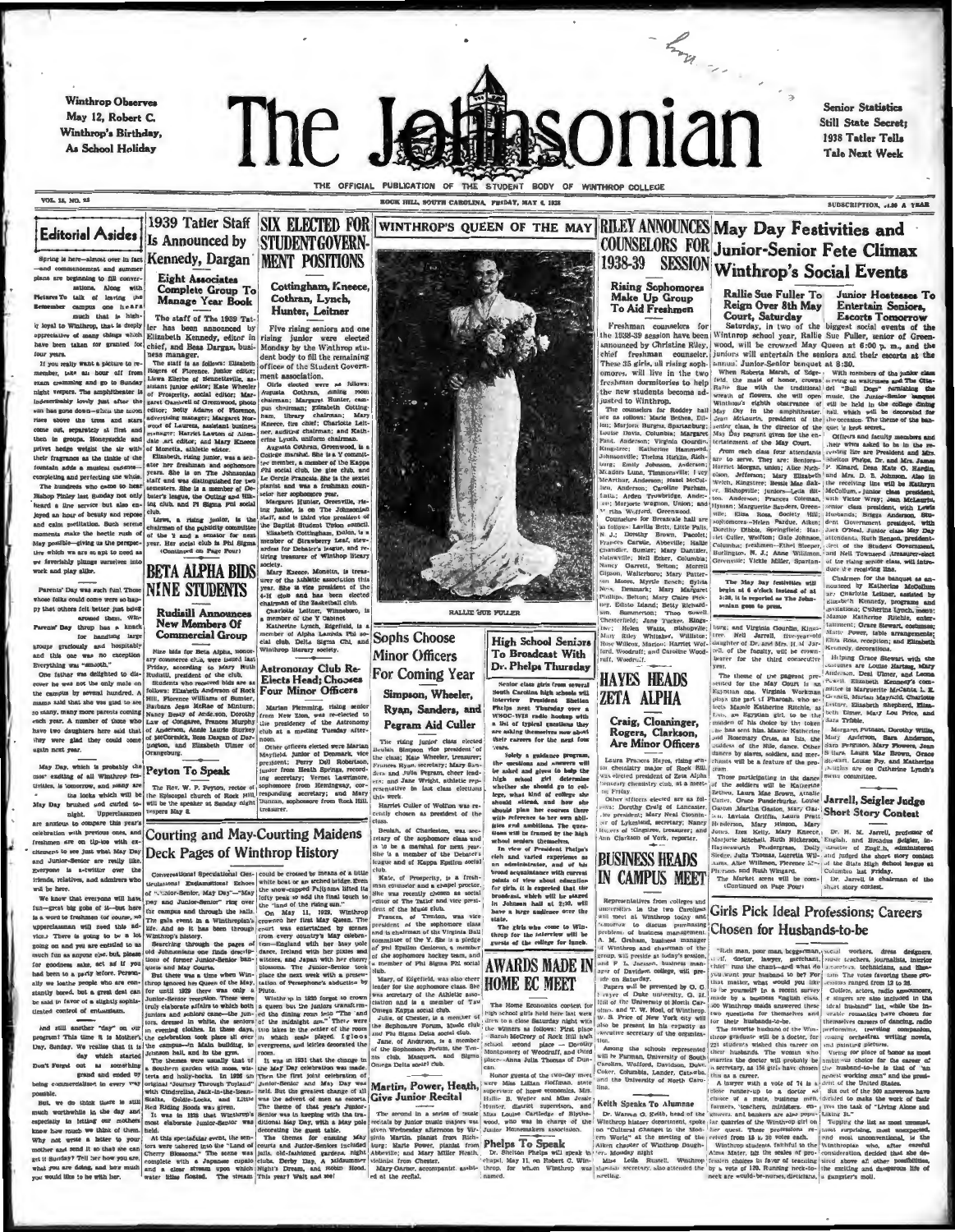Winthrop Observes May 12, Robert C. Winthrop's Birthday, As School Holiday

# The Johnsonian

Senior Statistics Still State Secret; 1938 Tatler Tells Tale Next Week

THE OFFICIAL PUBLICATION OF THE STUDENT BODY OF WINTHROP COLLEGE

VOL. 15, NO. 23 — ROCK HILL, SOUTH CAROLINA, FRIDAY, MAY 6, 1938 — SUBSCRIPTION, $1.00 A YEAR

## Editorial Asides

Spring is here—almost over in fact—and commencement and summer plans are beginning to fill conversations. Along with Pictures To talk of leaving the Remember campus one hears much that is highly loyal to Winthrop, that is deeply appreciative of many things which have been taken for granted for four years.

If you really want a picture to remember, take an hour off from exam cramming and go to Sunday night vespers. The amphitheater is indescribably lovely just after the sun has gone down—when the moon rises above the trees and stars come out, separately at first and then in groups. Honeysuckle and privet hedge weight the air with their fragrance as the tinkle of the fountain adds a musical cadence—completing and perfecting the whole.

The hundreds who came to hear Bishop Finlay last Sunday not only heard a fine service but enjoyed an hour of beauty and repose and calm meditation. Such serene moments make the hectic rush of May possible—giving us the perspective which we are so apt to need as we feverishly plunge ourselves into work and play alike.

Parents' Day was such fun! Those whose folks could come were so happy that others felt better just being around them. Whe-Parents' Day ther has a knack for handling large groups graciously and hospitably and this one was no exception. Everything was "smooth."

One father was delighted to discover he was not the only male on the campus by several hundred. A mama said that she was glad to see so many, many parents coming each year. A number of those who have two daughters here said that they were glad they could come again next year.

May Day, which is probably the most exciting of all Winthrop festivities, is tomorrow, and many are the looks which will be May Day brushed and curled tomorrow night. Upperclassmen are anxious to compare this year's celebration with previous ones, and freshmen are on tip-toe with excitement to see just what May Day and Junior-Senior are really like. Everyone is a-twitter over the friends, relatives, and admirers who will be here.

We know that everyone will have fun—great big gobs of it—but here is a word to freshmen (of course, no upperclassman will need this advice.) There is going to be a lot going on and you are entitled to as much fun as anyone else, but, please for goodness sake, act as if you had been to a party before. Personally we loathe people who are constantly bored, but a great deal can be said in favor of a slightly sophisticated control of enthusiasm.

And still another "day" on our program! This time it is Mother's Day, Sunday. We realize that it is Don't Forget a day which started out as something grand and ended by being commercialized in every way possible.

But, we do think there is still much worthwhile in the day and especially in letting our mothers know how much we think of them. Why not write a letter to your mother and send it so that she can get it Sunday? Tell her how you are, what you are doing, and how much you would like to be with her.

## 1939 Tatler Staff Is Announced by Kennedy, Dargan

### Eight Associates Complete Group To Manage Year Book

The staff of the 1939 Tatler has been announced by Elizabeth Kennedy, editor in chief, and Bess Dargan, business manager.

The staff is as follows: Elizabeth Rogers of Florence, junior editor; Liewa Elerbe of Bennettsville, assistant junior editor; Kate Wheeler of Prosperity, social editor; Margaret Gambrell of Greenwood, photo editor; Betty Adams of Florence, advertising manager; Margaret Norwood of Laurens, assistant business manager; Harriet Lawton of Allendale, art editor; and Mary Kneece of Monetta, athletic editor.

Elizabeth, rising junior, was a senator her freshman and sophomore years. She is on The Johnsonian staff and was distinguished for two semesters. She is a member of Debater's league, the Outing and Hiking club, and Pi Sigma Phi social club.

Liewa, a rising junior, is the chairman of the publicity committee of the Y and a senator for next year. Her social club is Phi Sigma (Continued on Page Four)

## BETA ALPHA BIDS NINE STUDENTS

### Rudisill Announces New Members Of Commercial Group

Nine bids for Beta Alpha, honorary commerce club, were issued last Friday, according to Mary Ruth Rudisill, president of the club.

Students who received bids are as follows: Elizabeth Anderson of Rock Hill, Florence Williams of Sumter, Barbara Jean McRae of Minturn, Nancy Beaty of Anderson, Dorothy Law of Congaree, Frances Murphy of Anderson, Annie Laurie Sturkey of McCormick, Bess Dargan of Darlington, and Elizabeth Ulmer of Orangeburg.

## Peyton To Speak

The Rev. W. P. Peyton, rector of the Episcopal church of Rock Hill, will be the speaker at Sunday night vespers May 8.

## SIX ELECTED FOR STUDENT GOVERNMENT POSITIONS

### Cottingham, Kneece, Cothran, Lynch, Hunter, Leitner

Five rising seniors and one rising junior were elected Monday by the Winthrop student body to fill the remaining offices of the Student Government association.

Girls elected were as follows: Augusta Cothran, dining room chairman; Margaret Hunter, campus chairman; Elizabeth Cottingham, library chairman; Mary Kneece, fire chief; Charlotte Leitner, auditing chairman; and Katherine Lynch, uniform chairman.

Augusta Cothran, Greenwood, is a College marshal. She is a Y committee member, a member of the Kappa Phi social club, the glee club, and Le Cercle Francais. She is the sextet pianist and was a freshman counselor her sophomore year.

Margaret Hunter, Greenville, rising junior, is on The Johnsonian staff, and is third vice president of the Baptist Student Union council.

Elizabeth Cottingham, Dalzell, is a member of Strawberry Leaf, stewardess for Debater's league, and retiring treasurer of Winthrop literary society.

Mary Kneece, Monetta, is treasurer of the athletic association this year. She is vice president of the 4-H club and has been elected chairman of the Basketball club.

Charlotte Leitner, Winnsboro, is a member of the Y Cabinet.

Katherine Lynch, Edgefield, is a member of Alpha Lambda Phi social club, Delta Sigma Chi, and Winthrop literary society.

## Astronomy Club Re-Elects Head; Chooses Four Minor Officers

Marian Flemming, rising senior from New Zion, was re-elected to the presidency of the Astronomy club at a meeting Tuesday afternoon.

Other officers elected were Marian Mayfield, junior of Denmark, vice president; Perry Dell Robertson, junior from Heath Springs, recording secretary; Vernet Lawrimore, sophomore from Hemingway, corresponding secretary; and Mary Dunnan, sophomore from Rock Hill, treasurer.

## WINTHROP'S QUEEN OF THE MAY

RALLIE SUE FULLER

## Sophs Choose Minor Officers For Coming Year

### Simpson, Wheeler, Ryan, Sanders, and Pegram Aid Culler

The rising junior class elected Beulah Simpson vice president of the class; Kate Wheeler, treasurer; Frances Ryan, secretary; Mary Sanders and Julia Pegram, cheer leaders; and Jane Wright, athletic representative in last class elections this week.

Harriet Culler of Wolfton was recently chosen as president of the class.

Beulah, of Charleston, was secretary of the sophomore class and is to be a marshal for next year. She is a member of the Debater's league and of Kappa Epsilon social club.

Kate, of Prosperity, is a freshman counselor and a chapel proctor. She was recently chosen as social editor of The Tatler and vice president of the Music club.

Frances, of Trenton, was vice president of the sophomore class and is chairman of the Virginia Ball committee of the Y. She is a pledge of Phi Epsilon Omicron, a member of the sophomore hockey team, and a member of Phi Sigma Phi social club.

Mary, of Edgefield, was also cheer leader for the sophomore class. She was secretary of the Athletic association and is a member of Tau Omega Kappa social club.

Julia, of Chester, is a member of the Sophomore Forum, Music club, and Phi Sigma Delta social club.

Jane, of Anderson, is a member of the Sophomore Forum, the Tennis club, Masquers, and Sigma Omega Delta social club.

## Martin, Power, Heath, Give Junior Recital

The second in a series of music recitals by junior music majors was given Wednesday afternoon by Virginia Martin, pianist from Richburg; Marie Power, pianist from Abbeville; and Mary Miller Heath, violinist from Chester.

Mary Garner, accompanist, assisted at the recital.

## High School Seniors To Broadcast With Dr. Phelps Thursday

Senior class girls from several South Carolina high schools will interview President Shelton Phelps next Thursday over a WSOC-WIS radio hookup with a list of typical questions they are asking themselves now about their careers for the next four years.

Solely a guidance program, the questions and answers will be asked and given to help the high school girl determine whether she should go to college, what kind of college she should attend, and how she should plan her courses there with reference to her own abilities and ambitions. The questions will be framed by the high school seniors themselves.

In view of President Phelps's rich and varied experience as an administrator, and of his broad acquaintance with current points of view about education for girls, it is expected that the broadcast, which will be staged in Johnson hall at 2:30, will have a large audience over the state.

The girls who come to Winthrop for the interview will be guests of the college for lunch.

## AWARDS MADE IN HOME EC MEET

The Home Economics contest for high school girls held here last week ended with a close Saturday night with the winners as follows: First place—Sarah McCrory of Rock Hill high school; second place—Dorothy Montgomery of Woodruff; and third place—Anna Julia Thomas of Duncan.

Honor guests of the two-day meet were Miss Lillian Hoffman, state supervisor of home economics, Mrs. Hallie B. Weller and Miss Jessie Hunter, district supervisors, and Miss Louise Cartledge of Blythewood, who was in charge of the Junior Homemakers association.

## Phelps To Speak

Dr. Shelton Phelps will speak to chapel, May 11, on Robert C. Winthrop, for whom Winthrop was named.

## RILEY ANNOUNCES COUNSELORS FOR 1938-39 SESSION

### Rising Sophomores Make Up Group To Aid Freshmen

Freshman counselors for the 1938-39 session have been announced by Christine Riley, chief freshman counselor. These 35 girls, all rising sophomores, will live in the two freshman dormitories to help the new students become adjusted to Winthrop.

The counselors for Roddey hall are as follows: Helen Bethea, Dillon; Marjorie Burgess, Spartanburg; Louise Davis, Columbia; Margaret Faust, Anderson; Virginia Gourdin, Kingstree; Katherine Hammond, Johnsonville; Thelma Hicklin, Richburg; Emily Johnson, Anderson; Meadors Lunn, Timmonsville; Lucy McArthur, Anderson; Hazel McCollum, Anderson; Caroline Parham, Latta; Ardena Trowbridge, Anderson; Marjorie Wagnon, Union; and Martha Wofford, Greenwood.

Counselors for Breazeale hall are as follows: Lavinia Britt, Little Falls, N. J.; Dorothy Brown, Pacolet; Frances Carwile, Abbeville; Hallie Chandler, Sumter; Mary Dantzler, Saltwaville; Nell Ecker, Columbia; Nancy Garrett, Belton; Merrell Gibson, Walterboro; Mary Patterson Moore, Myrtle Beach; Sylvia Ness, Denmark; Mary Margaret Phillips, Belton; Mary Claire Pinckney, Edisto Island; Betty Richardson, Summerton; Theo Sowell, Chesterfield; Jane Tucker, Kingstree; Helen Watts, Bishopville; Mary Riley Whitaker, Williston; Rose Wilcox, Marion; Harriet Wofford, Woodruff; and Caroline Woodruff, Woodruff.

## HAYES HEADS ZETA ALPHA

### Craig, Cloaninger, Rogers, Clarkson, Are Minor Officers

Laura Frances Hayes, rising senior chemistry major of Rock Hill, was elected president of Zeta Alpha chemistry fraternity club, at a meeting Friday.

Other officers elected are as follows: Dorothy Craig of Lancaster, vice president; Mary Neal Cloaninger of Lykesland, secretary; Nancy Rogers of Kingstree, treasurer; and Ann Clarkson of York, reporter.

## BUSINESS HEADS IN CAMPUS MEET

Representatives from colleges and universities in the two Carolinas will meet at Winthrop today and tomorrow to discuss purchasing problems of business management. A. M. Graham, business manager of Winthrop and chairman of the group, will preside as today's session, and P. L. Jackson, business manager of Davidson college, will preside on Saturday.

Papers will be presented by O. C. Sawyer of Duke university, G. H. Hill of the University of North Carolina, and T. W. Hoel, of Winthrop. W. S. Price of New York city will also be present in his capacity as executive secretary of the organization.

Among the schools represented will be Furman, University of South Carolina, Wofford, Davidson, Duke, Coker, Columbia, Lander, Catawba, and the University of North Carolina.

## Keith Speaks To Alumnae

Dr. Warren G. Keith, head of the Winthrop history department, spoke on "Cultural Changes in the Modern World" at the meeting of the Aiken chapter of Winthrop Daughters Monday night.

Miss Leila Russell, Winthrop alumnae secretary, also attended the meeting.

## May Day Festivities and Junior-Senior Fete Climax Winthrop's Social Events

### Rallie Sue Fuller To Reign Over 8th May Court, Saturday

Saturday, in two of the biggest social events of the Winthrop school year, Rallie Sue Fuller, senior of Greenwood, will be crowned May Queen at 6:00 p. m., and the juniors will entertain the seniors and their escorts at the annual Junior-Senior banquet at 8:30.

When Roberta Marsh, of Edgefield, the maid of honor, crowns Rallie Sue with the traditional wreath of flowers, she will open Winthrop's eighth observance of May Day in the amphitheater. Jean McLaurin, president of the senior class, is the director of the May Day pageant given for the entertainment of the May Court.

From each class four attendants are to serve. They are: Seniors—Harriet Morgan, Union; Alice Nicholson, Jefferson; Mary Elizabeth Welch, Kingstree; Bessie Mae Saksor, Bishopville; juniors—Lois McCollum, Anderson; Frances Coleman, Hyman; Marguerite Sanders, Greenville; Elise Ross, Society Hill; sophomores—Helen Pardue, Aiken; Dorothy Dibble, Springfield; Harriet Culler, Wolfton; Gale Johnson, Columbia; freshmen—Ethel Sleeper, Burlington, N. J.; Anne Williman, Greenville; Vickie Miller, Spartanburg; and Virginia Gourdin, Kingstree. Nell Jarrell, five-year-old daughter of Dr. and Mrs. H. M. Jarrell, of the faculty, will be crown-bearer for the third consecutive year.

> The May Day festivities will begin at 6 o'clock instead of at 5:30, as is reported in The Johnsonian page 3.

The theme of the pageant presented for the May Court is an Egyptian one. Virginia Workman plays the part of Pharaoh, who selects Maude Katherine Ritchie, as Isis, an Egyptian girl, to be the maiden of his choice by the token she has sent him. Maude Katherine and Rosemary Cruz, as Isis, the goddess of the Nile, dance. Other dances by slaves, soldiers, and merchants will be a feature of the program.

Those participating in the dance of the soldiers will be Katherine Bethea, Laura Mae Brown, Amalie Carter, Grace Funderburke, Louise Gaston, Martha Gaston, Mary Gaston, Lavinia Griffin, Laura Pratt Henderson, Mary Hinson, Mary Jones, Iren Kelly, Mary Kneece, Marjorie Mitchell, Ruth Nickerson, Haynesworth Pendergrass, Dolly Sledge, Julia Thomas, Lucretia Williams, Alice Willimon, Florence McPherson, and Ruth Wingard.

The Market scene will be com- (Continued on Page Four)

### Junior Hostesses To Entertain Seniors, Escorts Tomorrow

With members of the junior class serving as waitresses and The Cita-del "Bull Dogs" furnishing the music, the Junior-Senior banquet will be held in the college dining hall, which will be decorated for the occasion. The theme of the banquet is kept secret.

Officers and faculty members and their wives asked to be in the receiving line are President and Mrs. Shelton Phelps, Dr. and Mrs. James P. Kinard, Dean Kate G. Hardin, and Mrs. D. B. Johnson. Also in the receiving line will be Kathryn McCollum, junior class president, with Victor Wray; Jean McLaurin, senior class president, with Lewis Graves; Virginia Anderson, Student Government president, with Ed Neal. Junior class May Day chairmen of the Student Government, and Nell Townsend, treasurer-elect of the rising senior class, will introduce the receiving line.

Chairmen for the banquet as announced by Katherine McCollum are: Charlotte Leitner, assisted by Elizabeth Kennedy, programs and invitations; Catherine Lynch, menu; Maude Katherine Ritchie, entertainment; Grace Stewart, costumes; Marie Power, table arrangements; Elsie Ross, reception; and Elizabeth Kennedy, decorations.

Helping Grace Stewart with the costumes are Louise Hartwell, Mary Anderson, Deal Ulmer, and Leona Powell. Elizabeth Kennedy's committee is Marguerite McCants, L. E. Connell, Marian Mayfield, Charlotte Leitner, Elizabeth Shepherd, Elizabeth Ulmer, Mary Lou Price, and Sara Tribble.

Margaret Putnam, Dorothy Willis, Mary Anderson, Sara Anderson, Sara Ferguson, Mary Flowers, Jean Sellars, Laura Mae Brown, Grace Stewart, Louise Foy, and Katherine Ritchie are on Catherine Lynch's menu committee.

## Jarrell, Seigler Judge Short Story Contest

Dr. M. H. Jarrell, professor of English, and Broadus Seigler, instructor of English, administered and judged the short story contest of the State High School league at Columbia last Friday.

Dr. Jarrell is chairman of the short story contest.

## Courting and May-Courting Maidens Deck Pages of Winthrop History

Conversational Speculations! Gesticulations! Exclamations! Echoes of "Junior-Senior, May Day"—"May Day and Junior-Senior" ring over the campus and through the halls. The gala event in a Winthropian's life. And so it has been through Winthrop's history.

Searching through the pages of old Johnsonians one finds descriptions of former Junior-Senior banquets and May Courts.

But there was a time when Winthrop ignored her Queen of the May, for until 1929 there was only a Junior-Senior reception. These were truly elaborate affairs to which both juniors and seniors came—the juniors, dressed in white, the seniors in evening clothes. In those days, the celebration took place all over the campus—in Main building, in Johnson hall, and in the gym.

The themes were usually that of a Southern garden with moss, wisteria and holly-hocks. In 1926 an original "Journey Through Toyland" with Cinderella, Jack-in-the-Beanstalk, Goldie-Locks, and Little Red Riding Hoods was given.

It was in 1928 that Winthrop's most elaborate Junior-Senior was held.

At this spectacular event, the seniors were ushered into the "Land of Cherry Blossoms." The scene was complete with a Japanese pagoda and a clear stream upon which water lilies floated. The stream could be crossed by means of a little white boat or an arched bridge. Even the snow-capped Fujiyama lifted its lofty peak to add the final touch to the "land of the rising sun."

On May 11, 1929, Winthrop crowned her first May Queen. The court was entertained by scenes from every country's May celebration—England with her May pole dance, Ireland with her pipes and witches, and Japan with her cherry blossoms. The Junior-Senior took place the next week with a presentation of Persephone's abduction by Pluto.

Winthrop in 1930 forgot to crown a queen but the juniors transformed the dining room into "The land of the midnight sun." There were two lakes in the center of the room on which seals played. Igloos and evergreens, and icicles decorated the room.

It was in 1931 that the change in the May Day celebration was made. Then the first joint celebration of Junior-Senior and May Day was held. But the greatest change of all was the advent of men as escorts. The theme of that year's Junior-Senior was in keeping with the traditional May Day, with a May pole decorating the guest table.

The themes for crowning May Courts and Junior-Seniors included Japanese, old-fashioned gardens, night clubs, Derby Day, A Midsummer Night's Dream, and Robin Hood. This year? Wait and see!

## Girls Pick Ideal Professions; Careers Chosen for Husbands-to-be

"Rich man, poor man, beggarman, thief, doctor, lawyer, merchant, chief" runs the chant—and what do you want your husband to be? For that matter, what would you like to be yourself? In a recent survey made by a business English class, 300 Winthrop maids answered these two questions for themselves and for their husbands-to-be.

The favorite husband of the Winthrop graduate will be a doctor, for 221 students wished this career on their husbands. The woman who marries the doctor will probably be a secretary, as 156 girls have chosen this as a career.

A lawyer with a vote of 74 is a close runner-up to a doctor as choice of a mate, business men, farmers, teachers, ministers, engineers, and bankers are also popular. These professions received from 15 to 38 votes each.

Winthrop students faithful to the Alma Mater, the ranks of professional choices in favor of teaching by a vote of 120. Running neck-to-neck are would-be-nurses, dietitians, social workers, dress designers, music teachers, journalists, interior decorators, technicians, and those who the votes favoring these professions ranged from 12 to 28.

College, actors, radio announcers, and singers are also included in the ideal husband" list, while the inevitable counterparts were chosen for themselves dancers of dancing, radio performing, traveling companions, young orchestral writing novels, and painting pictures.

Vieing for place of honor as most ambitious choice for the career of the husband-to-be is that of "an honest working man" and the presidency of the United States.

Six out of the 300 answerers have decided to make the work of their lives the task of "Living Alone and Liking It."

Topping the list as most unusual, most surprising, most unexpected, and most unconventional, is the Winthropian who, after careful consideration decided that she desires above all other possibilities, the exciting and dangerous life of a gangster's moll.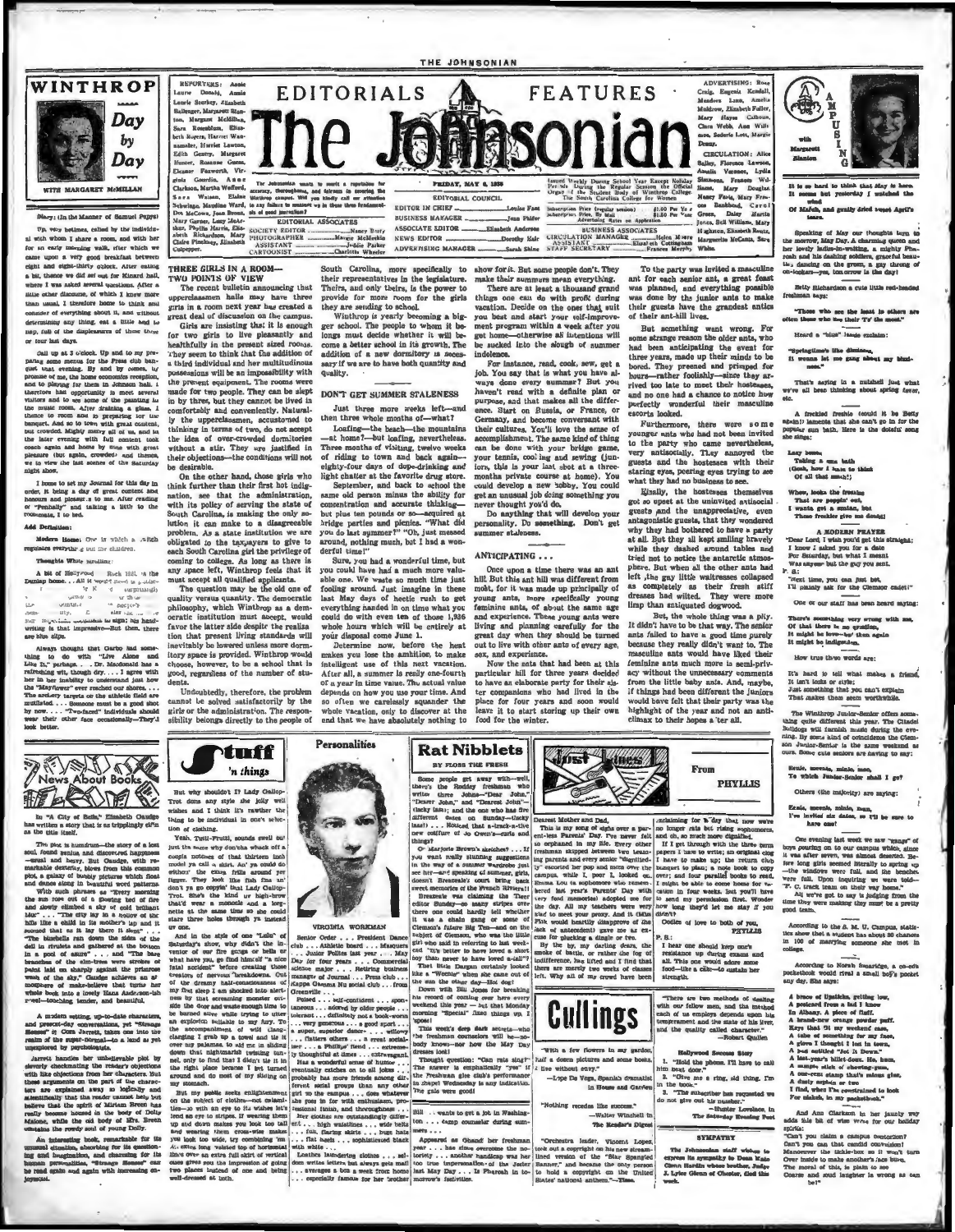# The Johnsonian

EDITORIALS — FEATURES

FRIDAY, MAY 4, 1939

Issued Weekly During School Year Except Holiday Periods During the Regular Session the Official Organ of the Student Body of Winthrop College, The South Carolina College for Women

Subscription Price (regular session) ........ $1.00 Per Year
Subscription Price, By Mail ........ $1.50 Per Year
Advertising Rates on Application

The Johnsonian wants to merit a reputation for accuracy, thoroughness, and fairness in covering the news of Winthrop campus. Will you kindly call our attention to any failure to measure up to these three fundamentals of good journalism?

EDITORIAL COUNCIL

EDITOR IN CHIEF ........ Louise Fant
BUSINESS MANAGER ........ Jean Phifer

EDITORIAL ASSOCIATES

SOCIETY EDITOR ........ Nancy Berry
PHOTOGRAPHER ........ Margie McMeekin
ASSISTANT ........ Jodie Parker
CARTOONIST ........ Charles Wheeler
ASSOCIATE EDITOR ........ Elizabeth Anderson
NEWS EDITOR ........ Dorothy Hale
ADVERTISING MANAGER ........ Sarah Shine

BUSINESS ASSOCIATES

CIRCULATION MANAGER ........ Helen Moore
ASSISTANT ........ Elizabeth Cottingham
STAFF SECRETARY ........ Frances Merritt

REPORTERS: Annie Laurie Donald, Annie Lamar Seabey, Elizabeth Ballenger, Margaret Stanton, Margaret McMillan, Sara Rosenblum, Elizabeth Rogers, Harriet Wannamaker, Harriet Lawton, Edith Gentry, Margaret Hunter, Rosanne Cureton, Eleanor Farnsworth, Virginia Gourdin, Anne Clarkson, Martha Wofford, Sara Watson, Elaine Schwingo, Madeline Ward, Dot McCown, Jean Brown, Mary Garner, Lucy Skelton, Phyllis Harris, Elizabeth Richardson, Mary Claire Pinckney, Elizabeth Culpepper.

ADVERTISING: Rose Craig, Eugenia Kendall, Meadors Lane, Amelia Muldrow, Elizabeth Fuller, Mary Hayes Calhoun, Clara Webb, Ann Williams, Sederic Lott, Margie Drenz.

CIRCULATION: Alice Bailey, Florence Lawson, Amelia Varnes, Lydia Simmons, Frances Williams, Mary Douglas, Nancy Davis, Mary Freeman, Bankhead, Carol Green, Daisy Martin, Jones, Bell Williams, Mary Hightower, Elizabeth Boutz, Marguerite McCants, Sara White.

## WINTHROP Day by Day

WITH MARGARET McMILLAN

### Diary: (In the Manner of Samuel Pepys)

Up, very betimes, called by the individual with whom I share a room, and with her for an early morning walk, after which we came upon a very good breakfast between eight and eight-thirty o'clock. After eating a bit, thence we did set out for Kinard hall, where I was asked several questions. After a little other discourse, of which I know more than usual, I therefore home to think and consider of everything about it, and without determining any thing, eat a little and to nap, full of the displeasure of these three or four last days.

Call up at 5 o'clock. Up and to my preparing some menus for the Press club banquet that evening. By and by comes, by promise of me, the home economics reception, and to playing for them in Johnson hall. I therefore had opportunity to meet several visitors and to see some of the painting in the music room. After draining a glass, I thence to room also in preparing for the banquet. And so to town with great content, that crowded. Mighty merry all of us, and in the later evening with full content took coach again and home by twos with great pleasure (but again, crowded) and thence, we to view the last scenes of the Saturday night show.

I home to set my Journal for this day in order, it being a day of great content and honours and pleasure to me. After reading or "Penbally" and talking a little to the roommate, I to bed.

**Add Definition:**

Modern Home: One in which a switch regulates everything but the children.

**Thoughts While Strolling:**

A bit of Hollywood ... Ruth Hill, in the Dunlap home. ... All it wasn't dread in a little ... [illegible] ... her imperious, with her signs; his hand-writing is that impressive—But then, there are blue signs.

Always thought that Garbo had something to do with "Live Alone and Like It" perhaps. ... Dr. MacDonald has a refreshing wit, though dry. ... I agree with her in her inability to understand just how the "Mayflower" ever reached our shores. ... The archery targets on the athletic field are mutilated. ... Someone must be a good shot by now. ... "Two-faced" individuals should wear their other face occasionally—They'd look better.

## THREE GIRLS IN A ROOM—TWO POINTS OF VIEW

The recent bulletin announcing that upperclassmen halls may have three girls in a room next year has created a great deal of discussion on the campus.

Girls are insisting that it is enough for two girls to live pleasantly and healthfully in the present sized rooms. They seem to think that the addition of a third individual and her multitudinous possessions will be an impossibility with the present equipment. The rooms were made for two people. They can be slept in by three, but they cannot be lived in comfortably and conveniently. Naturally the upperclassmen, accustomed to thinking in terms of two, do not accept the idea of over-crowded dormitories without a stir. They are justified in their objections—the conditions will not be desirable.

On the other hand, those girls who think further than their first hot indignation, see that the administration, with its policy of serving the state of South Carolina, is making the only solution it can make to a disagreeable problem. As a state institution we are obligated to the taxpayers to give to each South Carolina girl the privilege of coming to college. As long as there is any space left, Winthrop feels that it must accept all qualified applicants.

The question may be the old one of quality versus quantity. The democratic philosophy, which Winthrop as a democratic institution must accept, would favor the latter side despite the realization that present living standards will inevitably be lowered unless more dormitory space is provided. Winthrop would choose, however, to be a school that is good, regardless of the number of students.

Undoubtedly, therefore, the problem cannot be solved satisfactorily by the girls or the administration. The responsibility belongs directly to the people of South Carolina, more specifically to their representatives in the legislature. Theirs, and only theirs, is the power to provide for more room for the girls they are sending to school.

Winthrop is yearly becoming a bigger school. The people to whom it belongs must decide whether it will become a better school in its growth. The addition of a new dormitory is necessary if we are to have both quantity and quality.

## DON'T GET SUMMER STALENESS

Just three more weeks left—and then three whole months of—what?

Loafing—the beach—the mountains—at home?—but loafing, nevertheless. Three months of visiting, twelve weeks of riding to town and back again—eighty-four days of dope-drinking and light chatter at the favorite drug store.

September, and back to school the same old person minus the ability for concentration and accurate thinking—but plus ten pounds or so—acquired at bridge parties and picnics. "What did you do last summer?" "Oh, just messed around, nothing much, but I had a wonderful time!"

Sure, you had a wonderful time, but you could have had a much more valuable one. We waste so much time just fooling around. Just imagine in these last May days of hectic rush to get everything handed in on time what you could do with even ten of those 1,936 whole hours which will be entirely at your disposal come June 1.

Determine now, before the heat makes you lose the ambition, to make intelligent use of this next vacation. After all, a summer is really one-fourth of a year in time value. The actual value depends on how you use your time. And so often we carelessly squander the whole vacation, only to discover at the end that we have absolutely nothing to show for it. But some people don't. They make their summers mean everything.

There are at least a thousand grand things one can do with profit during vacation. Decide on the one that will you best and start your self-improvement program within a week after you get home—otherwise all intentions will be sucked into the slough of summer indolence.

For instance, read, cook, sew, get a job. You say that is what you have always done every summer? But you haven't read with a definite plan or purpose, and that makes all the difference. Start on Russia, or France, or Germany, and become conversant with their cultures. You'll love the sense of accomplishment. The same kind of thing can be done with your bridge game, your tennis, cooking and sewing (juniors, this is your last shot at a three-months private course at home). You could develop a new hobby. You could get an unusual job doing something you never thought you'd do.

Do anything that will develop your personality. Do **something**. Don't get summer staleness.

## ANTICIPATING . . .

Once upon a time there was an ant hill. But this ant hill was different from most, for it was made up principally of young ants, more specifically young feminine ants, of about the same age and experience. These young ants were living and planning carefully for the great day when they should be turned out to live with other ants of every age, sex, and experience.

Now the ants that had been at this particular hill for three years decided to have an elaborate party for their sister companions who had lived in the place for four years and soon would leave it to start storing up their own food for the winter.

To the party was invited a masculine ant for each senior ant, a great feast was planned, and everything possible was done by the junior ants to make their guests have the grandest antics of their ant-ill lives.

But something went wrong. For some strange reason the older ants, who had been anticipating the event for three years, made up their minds to be bored. They preened and primped for hours—rather foolishly—since they arrived too late to meet their hostesses, and no one had a chance to notice how perfectly wonderful their masculine escorts looked.

Furthermore, there were some younger ants who had not been invited to the party who came nevertheless, very antisocially. They annoyed the guests and the hostesses with their staring eyes, peering eyes trying to see what they had no business to see.

Finally, the hostesses themselves got so upset at the uninvited antisocial guests and the unappreciative, even antagonistic guests, that they wondered why they had bothered to have a party at all. But they all kept smiling bravely while they dashed around tables and tried not to notice the antarctic atmosphere. But when all the other ants had left, the gay little waitresses collapsed as completely as their fresh stiff dresses had wilted. They were more limp than antiquated dogwood.

But, the whole thing was a pity. It didn't have to be that way. The senior ants failed to have a good time purely because they really didn't want to. The masculine ants would have liked their feminine ants much more in a semi-privacy without the unnecessary comments from the little baby ants. And, maybe, if things had been different the Juniors would have felt that their party was the highlight of the year and not an anticlimax to their hopes after all.

## News About Books

In "A City of Bells," Elizabeth Goudge has written a story that is as tripplingly ew'n as the title itself.

The plot is humdrum—the story of a lost soul found genius and discovered happiness—casual and heavy. But Goudge, with remarkable dexterity, blows from this common plot, a galaxy of bubbly pictures which float and dance along in beautiful word patterns.

With such phrases as "Every morning the sun rose out of a flowing bed of fire and slowly climbed a sky of cold brilliant blue" ... "The city lay in a hollow of the hills like a child in its mother's lap and it seemed that to lie there it slept" ... "The bluebells ran down the sides of the dell in rivulets and gathered at the bottom in a pool of azure" ... and "The bare branches of the elm-trees were strokes of paint laid on sharply against the primrose wash of the sky," Goudge achieves an atmosphere of make-believe that turns her whole book into a lovely Hans Andersen-ish novel—touching, tender, and beautiful.

A modern setting, up-to-date characters, and present-day conversations, yet "Strange Manor" is Cora Jarrett, takes one into the realm of the super-normal—to a land as yet unexplored by psychologists.

Jarrett handles her unbelievable plot by cleverly checkmating the reader's objections with like objections from her characters. But these arguments on the part of the characters are explained away so logically and scientifically that the reader cannot help but believe that the spirit of Miriam Breen has really become lodged in the body of Dolly Malone, while the old body of Mrs. Breen contains the rowdy soul of young Dolly.

An interesting book, remarkable for its unusual situation, absorbing for its questioning and imagination, and charming for its human personalities, "Strange Manor" can be read again and again with increasing enjoyment.

## Stuff 'n things

But why shouldn't I? Lady Gallop-Trot dons any style she jolly well wishes and I think it's rawther the thing to be individual in one's selection of clothing.

Yeah, Twill-Frutti, sounds swell but just the same why don'cha whack off a couple notches of that thirteen inch model ya call a skirt. An' ya could do without the extra belt around yer figger. They look like fish fins an' don't ya go coppin' that Lady Gallop-Trot. She's the kind of high-brow that'd wear a monocle and a lorgnette at the same time so she could stare three holes through ya instead of one.

And in the style of one "Lulu" of Saturday's show, why didn't the inventor of our fire gongs or bells or what have you, go find himself "a nice fatal accident" before creating these terrors of nervous breakdown. Out of the dreamy half-consciousness of my first sleep I am shocked into alertness by that screaming monster outside the door and waste enough time to be burned alive while trying to untie my pajamas, to adjust my hair. To the accompaniment of wild clanging I grab up a towel and tie it on my head. To find my hair dawdling down that nightmarish twisting tunnel, only to find that I didn't tie it in the right place because I got turned around and do most of my sliding on my stomach.

But my public seeks enlightenment on the subject of clothes—not calamities—so with an eye to this wishes let's lend an eye to stripes. If wearing them up and down makes you look too tall and wearing them cross-wise makes you look too wide, try combining the two. A wide band of horizontal ones gives an extra full skirt of vertical ones gives you the impression of going two places instead of one and being well-dressed at both.

## Personalities

VIRGINIA WORKMAN

Senior Order ... President Dance club ... Athletic board ... Masquers ... Junior Follies last year ... May Day for four years ... Commercial science major ... Retiring business manager of Journal ... Press club ... Kappa Gamma Nu social club ... from Greenville ...

Poised ... self-confident ... spontaneous ... adored by older people ... tolerant ... definitely not a book-worm ... very generous ... a good sport ... a super, superior dancer ... efficient ... flatters others ... a great socializer ... a Phillips' fiend ... extremely thoughtful at times ... extravagant. Has a wonderful sense of humor ... eventually catches on to all jokes ... probably has more friends among different social groups than any other girl on the campus ... does whatever she goes in for with enthusiasm, professional finish, and thoroughness ... Her clothes are outstandingly different ... high waistlines ... wide belts ... fun, flaring skirts ... huge hats ... flat heels ... sophisticated black with white ...

Loathes laundering clothes ... seldom writes letters but always gets mail ... averages a box a week from home ... especially famous for her brother ...

## Rat Nibblets

BY FLOSS THE FRESH

Some people get away with—well, there's the Roddey freshman who writes three Johns—"Dear John," "Dearer John," and "Dearest John"—(lucky Jane); and the one who has five different dates on Sunday—(lucky lass!) ... Noticed that a-track-a-tive new coiffure of Jo Owen's—curls and things?

O' Marjorie Brown's sketches? ... If you want really stunning suggestions in the way of a summer wardrobe just see her—and speaking of summer, girls, doesn't Breazeale's court bring back sweet memories of the French Riviera!? Breazeale was claiming the Tiger editor Sunday—so many stripes over there one could hardly tell whether it was a chain gang or some of Clemson's future Big Ten—and on the subject of Clemson, who was the little girl who said in referring to last week-end "it's better to have loved a-well"? ... That Bette Durgan certainly looked like a "Wacky" when she came out of the sun the other day—Hot dog!

Down with Bill Johns for breaking his record of coming over here every weekend this year — but that Monday morning "Special" fixed things up, I hope!

This week's deep dark secrets—who the freshman counselors will be—nobody knows—not how the May Day dresses look!

Thought question: "Can rats sing?" The answer is emphatically "yes" if the Freshman glee club's performance in chapel Wednesday is any indication. The gals were good!

Bill ... wants to get a job in Washington ... camp counselor during summers ...

Appeared as Obsand her freshman year ... has since overcome the notoriety ... another handicap was her red toe impersonation—of the Jester last May Day ... Is Pharaoh in tomorrow's festivities.

## Just Lines

Dearest Mother and Dad,

This is my song of sighs over a parent-less Parents' Day. I've never felt so orphaned in my life. Every other freshman skipped between two beaming parents and every senior "dignifiedly" escorted her pop and mom over the campus, while I, poor I, looked on. Seems like to sophomores who remembered last year's Parents' Day with very fond memories) adopted me for the day. All my teachers were very glad to meet your proxy. And it (Miss Fisk would heartily disapprove of the lack of antecedent) gave me an excuse for plucking a dingle or two.

By the by, my darling dears, the smoke of battle, or rather the fog of indifference, has lifted and I find that there are merely two weeks of classes left. Why all of my crowd have been exclaiming for the day that now we're no longer rats but rising sophomores, and oh, so much more dignified.

If I get through with the three term papers I have to write; an original clog I have to make up; the return club banquet to plan; a note book to copy over; and four parallel books to read, I might be able to come home for vacation in four weeks. But you'll have to send my permission first. Wonder how long they'd let me stay if you didn't?

Oodles of love to both of you,

PHYLLIS

P.S.:

I hear one should keep one's resistance up during exams and all. This one would adore some food—like a cake—to sustain her strength.

## Cullings

"With a few flowers in my garden, half a dozen pictures and some books, I live without envy."
—Lope De Vega, Spanish dramatist
In House and Garden

"Nothing recedes like success."
—Walter Winchell in The Reader's Digest

"Orchestra leader, Vincent Lopez, took out a copyright on his new streamlined version of the 'Star Spangled Banner,' and became the only person to hold a copyright on the United States' national anthem."—Time.

"There are two methods of dealing with our fellow men, and the method each of us employs depends upon his temperament and the state of his liver, and the quality called character."
—Robert Quillen

### Hollywood Success Story

1. "Hold the phone. I'll have to call him back next door."
2. "Give me a ring, old thing, I'm in the book."
3. "The subscriber has requested we do not give out his number."
—Hunter Lovelace, in The Saturday Evening Post

### SYMPATHY

The Johnsonian staff wishes to express its sympathy to Dean Kate Glenn Hardin whose brother, Judge J. Lyles Glenn of Chester, died this week.

## From PHYLLIS

## CAMPUSING

with Margaret Stanton

It is so hard to think that May is here.
It seems but yesterday I watched the wind
Of March, and gaily dried sweet April's tears.

Speaking of May our thoughts turn to the morrow, May Day. A charming queen and her lovely ladies-in-waiting, a mighty Pharaoh and his dashing soldiers, graceful beauties dancing on the green, a gay throng of on-lookers—yes, too crowded this day!

Betty Richardson a cute little red-headed freshman says:

"Those who see the least to others are often those who see their 'T's' the most."

Heard a "blue" lassie exclaim:

"Springtime's like dimness,
It wanna let me gang about my business."

That's saying in a nutshell just what we've all been thinking about spring fever, etc.

A freckled freshie (could it be Betty again?) laments that she can't go in for the popular sun bath. Here is the doleful song she sings:

Lazy bones,
Taking a sun bath
(Gosh, how I hate to think
Of all that much!)

Whew, looks the freckles
That are poppin' out,
I wanta get a suntan, but
These freckles give me doubt!

### A MODERN PRAYER

"Dear Lord I want you'd get this straight;
I know I asked you for a date
For Saturday, but what I meant
Was anyone but the guy you sent.
P. S.:
"Next time, you can just bet,
I'll plainly ask for the Clemson cadet!"

One of our staff has been heard saying:

There's something very wrong with me,
Of that there is no question,
It might be love—but then again
It might be indigestion.

How true these two words are:

It's hard to tell what makes a friend,
It isn't looks or style;
Just something that you can't explain
That makes them seem worthwhile.

The Winthrop Junior-Senior offers something quite different this year. The Citadel Bulldogs will furnish music during the evening. By some kind of coincidence the Clemson Junior-Senior is the same weekend as ours. Some cute seniors are having to say:

Eenie, meenie, minie, moe,
To which Junior-Senior shall I go?

Others (the majority) are saying:

Eenie, meenie, minie, mo,
I've invited six dates, so I'll be sure to have one!

One evening last week we saw "gangs" of boys pouring on to our campus which, since it was after seven, was almost deserted. Before long girls seemed literally to spring up—the windows were full, and the benches were full. Upon inquiring we were told—"F. C. track team on their way home." Ah! we've got to say in judging from the time they were making they must be a pretty good team.

According to the S. M. U. Campus, statistics show that a student has about 80 chances in 100 of marrying someone she met in college.

According to Norah Swaridge, a co-ed's pocketbook would rival a small boy's pocket any day. She says:

A brace of lipsticks, getting low,
A postcard from a lad I know
In Albany. A piece of fluff.
A brand-new orange powder puff.
Keys that fit my weekend case,
A tube of something for my face,
A glove I thought I lost in town,
A book entitled "Set It Down."
A last-year's billet-doux. He, hum,
A sample stick of chewing-gum,
A one-cent stamp that's minus glue,
A dusty aspirin or two.
I find, when I'm constrained to look
For nickels, in my pocketbook.

And Ann Clarkson in her jaunty way adds this bit of wise verse for our holiday spirits:

"Can't you claim a campus contortion?
Can't you can that candid convulsion?
Maneuver the tickle-box so it won't turn
Over inside to make another's ace blue.
The moral of this, is plain to see
Course and loud laughter is wrong as can be!"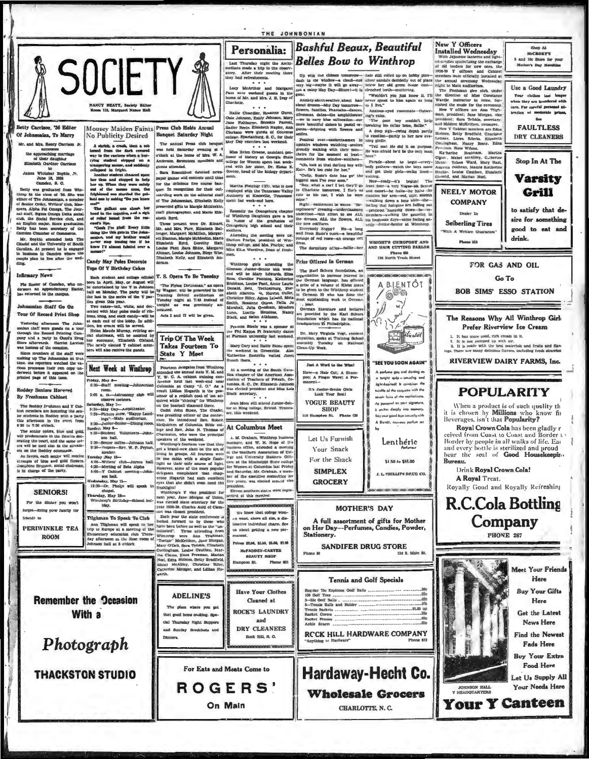# SOCIETY

NANCY BEATY, Society Editor
Room 115, Margaret Nance Hall

## Betty Carrison, '36 Editor Of Johnsonian, To Marry

Mr. and Mrs. Henry Carrison Jr. announce the approaching marriage of their daughter Elizabeth Gardner Carrison to James Whitaker Boykin, Jr. June 18, 1938 Camden, S. C.

Betty was graduated from Winthrop in the class of '36. She was editor of The Johnsonian, a member of Senior Order, Writers' club, Masquers, Alpha Psi Omega, The Journal staff, Sigma Omega Delta social club, the Social Service club, and an English major. Since graduation Betty has been secretary of the Camden Chamber of Commerce.

Mr. Boykin attended both The Citadel and the University of South Carolina. At present he is engaged in business in Camden where the couple plan to live after the wedding.

## Infirmary News

Flo Rosier of Camden, who underwent an appendectomy Easter, has returned to the campus.

## Johnsonian Staff Go On Tour Of Record Print Shop

Yesterday afternoon The Johnsonian staff were guests on a tour through the Record Printing Company and a party in Good's Drug Store afterwards. Harriet Lawton was hostess of the occasion.

Since members of the staff were making up The Johnsonian at that time, the reporters watched the various processes their own copy underwent before it appeared on the printed page of this issue.

## Roddey Seniors Honored By Freshman Cabinet

The Roddey freshmen and Y Cabinet members are honoring the senior students in Roddey with a party this afternoon in the court from 6:30 to 7:30 o'clock.

The senior colors, blue and gold, will predominate in the flowers decorating the court, and the same colors will be used also in the streamers on the Roddey colonnade.

As favors, each senior will receive corsages of blue and gold flowers. Josephine Brunson, social chairman, is in charge of the party.

**SENIORS!**

For the dinner you won't forget—Bring your family (or friend) to

**PERIWINKLE TEA ROOM**

## Mousey Maiden Faints No Publicity Desired

A shriek, a crash, then a sob issued from the dark covered way to the canteen when a hurrying student stepped on a scampering mouse, and suddenly collapsed in fright.

Another student chanced upon her then and stopped to help her up. When they were safely out of the mouse zone, the frightened one startled the gallant one by asking "Do you know me?"

The gallant one shook her head in the negative, and a sigh of relief issued from the rescued's lips.

"Gosh I'm glad! Every little thing like this gets in The Johnsonian, and my brother would never stop teasing me if he knew I'd almost fainted over a mouse!"

## Candy May Poles Decorate Tops Of Y Birthday Cakes

Each student and college official born in April, May, or August will be entertained by the Y in Johnson hall on Monday. The party will be the last in the series of the Y parties given this year.

Two cakes—tall, white, and decorated with May poles made of ribbons, icing, and stick candy—will be at each end of the lobby. In addition, ice cream will be served.

Helen Maude Murray, retiring social chairman, will be assisted by her successor, Elizabeth Cleland. The newly elected Y cabinet members will also receive the guests.

## Next Week at Winthrop

Friday, May 6—
6:30—Staff meeting—Johnsonian room.
2:30 a. m.—Astronomy club will observe meteors.

Saturday, May 7—
5:30—May Day—Amphitheater.
7:30—Picture show, "Happy Landings"—Main auditorium.
8:30—Junior-Senior—Dining room.

Sunday, May 8—
7:30—Student Volunteers—Johnson hall.
6:30—Senior coffee—Johnson hall.
6:30—Vespers—Rev. W. P. Peyton, speaker.

Tuesday, May 10—
4:00—Writers' club—Joynes hall.
4:30—Meeting of Beta Alpha.
5:00—Y Cabinet meeting—Johnson hall.

Wednesday, May 11—
12:30—Dr. Phelps will speak in chapel.

Thursday, May 12—
Winthrop's Birthday—School holiday.

## Tilghman To Speak To Club

Ann Tilghman will speak on her trip to Europe at a meeting of the Elementary education club Thursday afternoon in the Rose room of Johnson hall at 5 o'clock.

## Press Club Holds Annual Banquet Saturday Night

The annual Press club banquet was held Saturday evening at 8 o'clock at the home of Mrs. W. A. Anderson. Seventeen members and guests attended.

Sara Rosenblum directed newspaper games and contests until time for the delicious five course banquet. In recognition for their outstanding work on the editorial staff of The Johnsonian, Elizabeth Kelly presented gifts to Margie McMeekin, staff photographer, and Marie Elizabeth Byrd.

Those present were Dr. Kinard, Mr. and Mrs. Furr, Elizabeth Ballenger, Margaret McMillan, Margaret Blanton, Margie McMeekin, Marie Elizabeth Byrd, Dorothy Hall, Louise Pant, Sara Shine, Margaret Altman, Louise Johnson, Sieg Wise, Elizabeth Kelly, and Elizabeth Anderson.

## T. S. Opera To Be Tuesday

"The Flying Dutchman," an opera by Wagner, will be presented in the Training School auditorium on Tuesday night at 7:45 instead of tonight as was previously announced.

Acts I and II will be given.

## Trip Of The Week Takes Fourteen To State Y Meet

Fourteen delegates from Winthrop attended the annual state Y. M. and Y. W. C. A. cabinet training conference held last week-end near Columbia at Camp "J. O." As a result Lillian Hogarth is the possessor of a reddish coat of tan acquired while "shining" for Winthrop on the baseball diamond there.

Cadet John Stone, The Citadel, was presiding officer of the conference. He introduced Rev. Robert McQuilkin of Columbia Bible college and Rev. John N. Thomas of Charleston, who were the principal speakers of the weekend.

Winthrop's fourteen vow that they got a brand-new slant on the art of living in groups. All fourteen were in one cabin with a single flashlight as their only source of light. However, some of the more popular delegates complained that chaperone Hogarth had such excellent eyes that she didn't even need the flashlight!

Winthrop's Y vice president for next year, Jane Morgan of Union, was elected state secretary for the year 1938-39. Charles Auld of Clemson was chosen president.

Each year the state conference is looked forward to by those who have been there as well as the "uninitiated". Those attending from Winthrop were Ann Tilghman, "Tootsie" McKeithen, Jane Morgan, Mary O'Dell, Sara Tribble, Elizabeth Cottingham, Louise Cauthen, Martha Claus, Edna Freeman, Marian Noel, Edna Holmes, Betty Bradfield, Mabel McAlley, Christine Riley, Catherine Metzger, and Lillian Hogarth.

**ADELINE'S**

The place where you get that good home cooking. Special Thursday Night Suppers and Sunday Breakfasts and Dinners.

## Personalia:

Last Thursday night the Archimedians made a trip to the observatory. After their meeting there they had refreshments.

Lucy McArthur and Margaret Pant were week-end guests in the home of Mr. and Mrs. J. E. Ivey of Charlotte.

Hallie Chandler, Roxanne Owen, Oale Johnson, Emily Johnson, Mary Jane Fishburne, Snookie Parrott, Sadler Neely, Elizabeth Napier, Ann Clarkson were guests of Converse college, Spartanburg, S. C., for their May Day exercises last weekend.

Miss Helen Greene, assistant professor of history at Georgia State college for Women spent last weekend with her sister, Dr. Eloise E. Greene, head of the biology department.

Martha Fletcher ('37), who is now employed with the Tennessee Valley Authority at Knoxville, Tennessee spent last week-end here.

Recently the Orangeburg chapter of Winthrop Daughters gave a tea in honor of the graduates of Orangeburg high school and their mothers.

Attending the meeting were Dr. Shelton Phelps, president of Winthrop college, and Mrs. Phelps; and Miss Ella Wardlaw, Dean of freshmen.

Winthrop girls attending the Clemson Junior-Senior this weekend will be Mary Edwards, Ellen Ross, Caroline Fanning, Katherine Brabham, Louise Pant, Annie Laurie Donald, Bell, Tschimburg, Elizabeth Aberero, Harriet Cutler, Christine Riley, Agnes Leland, Meta Smith, Roxanne Owen, Nella Jo Marshall, Julia Gresham, Meadors Lunn, Lucille Heustess, Nancy Black, and Helen Atkinson.

Frances Steele was a sponsor at the Phi Kappa Phi fraternity dance at Furman university last weekend.

Mary Cary and Sallie Stone spent the weekend in Greenville. Also Katherine Easterlin visited Janet Bunch there.

At a meeting of the South Carolina chapter of the American Association of Teachers of French, Columbia, S. C., Dr. Elizabeth Johnson was elected president and Miss Lola Black secretary.

Jean Moss will attend Junior-Senior at King college, Bristol, Tennessee, this weekend.

## At Columbus Meet

A. M. Graham, Winthrop business manager, and W. H. Hope of the business office, attended a meeting of the Southern Association of College and University Business Officers at the Mississippi State college for Women at Columbus last Friday and Saturday. Mr. Graham, a member of the executive committee for five years, was elected second vice president.

Eleven southern states were represented at this meeting.

We know that college women want, above all else, a distinctive individual charm. See us about getting a new permanent.

Prices $2.00, $2.50, $5.00, $7.00

**McFADDEN-CARTER BEAUTY SHOP**
Hampton St. Phone 601

**Have Your Clothes Cleaned at ROCK'S LAUNDRY and DRY CLEANERS**
Rock Hill, S. C.

For Eats and Meats Come to

**ROGERS'**
On Main

## Bashful Beaux, Beautiful Belles Bow to Winthrop

Up with the chimes tomorrow—dash to the window—a cloud—not very big—maybe it will go away—just a rainy May Day—Shure!—it is gone.

Anxiety about weather, about hair—about dresses—May Day tomorrow—flowers, families, Pharoahs—dances, dilemmas, dates—the amphitheater—we in navy blue suffocation—our more beautiful sisters in pastel organza—dripping with flowers and smiles.

Festival over—underclassmen in upstairs windows watching—seniors proudly walking with their men—shelters for the moment at least—comments from window-watchers—

"Oh, look at that darling boy with Kate. He's too cute for her."

"Golly, Susie's date has got the biggest ears I've ever seen."

"Boy, what a car! I bet they'll go to Charlotte tomorrow. I fine's as cute as his car, I wish he were mine."

Night: excitement in waves. "Receptioners" dressing—underclassmen underfoot—vain effort to see ALL the dresses, ALL the flowers, ALL the new coiffures.

Everybody happy? No—a long wail from Susie's room—a beautiful corsage of red roses—an orange net dress.

The dormitory office—Sallie—her hair still rolled up on bobby pins—silver sandals decidedly out of place below her old green house coat—clenched teeth—muttering.

"Wouldn't you just know it. I'll never speak to him again as long as I live."

Anxious-eyed roommate—flutteringly calm.

"The poor boy couldn't help breaking his collar bone, Sallie."

A deep sigh—owing depth partly to emotion—partly to her new evening girdle.

"Tell me! He did it on purpose. He was afraid he'd be the only man here."

Parade—about to begin—every-body gathers—watch the boys come and get their girls—walks lined—waiting.

Now—ready—it's begun! The front door—a very Vogue-ish Senior and escort—he halts—he halts—he clutches her arm—red, stiff, solemn—walking down a long aisle—she—feeling that hairpins are falling out—petticoat "hanging down—he—remembers—walking the gauntlet in his freshman days—same feeling exactly—Junior-Senior at Winthrop.

## Prize Offered In German

The Karl Schurz foundation, an organization to increase interest in the German language, has offered a prize of a volume of Kleist plays to be given to the Winthrop student in German 22 who has done the most outstanding work in German — year.

German literature and lectures are provided by the Karl Schurz foundation which has its national headquarters in Philadelphia.

Dr. Mary Virginia Vogt, resident physician, spoke at Training School assembly Tuesday on National Clean-Up Week.

**Just A Word to the Wise!**

Have—a Hair Cut; A Shampoo; A Finger Wave; A Permanent—

It's Junior-Senior Girls
Look Your Best!

**VOGUE BEAUTY SHOP**
110 Hampton St. Phone C8

**Let Us Furnish Your Snack For the Shack**

**SIMPLEX GROCERY**

**WRIGHT'S CHIROPODY AND AND HAIR CUTTING PARLOR**
Phone 656
136 North Trade Street

**A BIENTÔT**

**"SEE YOU SOON AGAIN"**

A perfume gay and daring as a bright quip—amusing and light-hearted! It combines the twinkle of the coquette with the suave lure of the sophisticate. As personal as your signature, it endures deeply into memory. Say your good bye casually with A Bientôt, nouveau parfum set by

**Lenthéric**

$1.50 to $55.00

J. L. PHILLIPS DRUG CO.

**MOTHER'S DAY**

A full assortment of gifts for Mother on Her Day—Perfumes, Candies, Powder, Stationery.

**SANDIFER DRUG STORE**
Phone 80 — 122 E. Main St.

**Tennis and Golf Specials**

| | |
|---|---|
| Regular 75c Espinosa Golf Balls | .50c |
| 100 Golf Tees | .20c |
| 3—35c Golf Balls | .1.00 |
| 3—Tennis Balls and Holder | .87c |
| Tennis Rackets | .$1.25 up |
| Racket Covers | .50c |
| Racket Presses | .60c |
| Ankle Braces | .65c |

**ROCK HILL HARDWARE COMPANY**
"Anything in Hardware" — Phone 612

**Hardaway-Hecht Co.**
**Wholesale Grocers**
CHARLOTTE, N. C.

## New Y Officers Installed Wednesday

With Japanese lanterns and lighted candles symbolizing the exchange of old leaders for new ones, the 1938-39 Y officers and Cabinet members were officially installed at the annual ceremony Wednesday night in Main auditorium.

The Freshman glee club, under the direction of Miss Constance Wardle, instructor in voice, furnished the music for the ceremony.

New Y officers are Ann Tilghman, president; Jane Morgan, vice president; Sara Tribble, secretary; and Mildred McKeithen, treasurer.

New Y Cabinet members are Edna Holmes, Betty Bradfield, Charlotte Leitner, Liswa Eberts, Elizabeth Cottingham, Nancy Beaty, Edna Freeman, Rose Wilcox, Katherine Brabham, Martha Claus, Mabel McAlley, Catherine Metzer, Velma Ward, Mary Hart, Augusta Dothran, Mamie Katherine Ritchie, Louise Cauthen, Elizabeth Cleland, and Marian Noel.

Shop At McCRORY'S 5 and 10c Store for your Mother's Day Novelties

**Use a Good Laundry**

Your clothes last longer when they are laundered with care. For careful personal attention at moderate prices, See

**FAULTLESS DRY CLEANERS**

**NEELY MOTOR COMPANY**
Dealer In
Seiberling Tires
"With A Written Guarantee"

Stop In At The

**Varsity Grill**

to satisfy that desire for something good to eat and drink.

Phone 923

FOR GAS AND OIL
Go To
**BOB SIMS' ESSO STATION**

**The Reasons Why All Winthrop Girls Prefer Riverview Ice Cream**

1. It has more good, rich cream in it.
2. It is not pumped up with air.
3. It is made with the best materials and fruits and flavorings. There are many delicious flavors, including fresh strawberry.

**RIVERVIEW DAIRY FARMS, Inc.**

## POPULARITY

When a product is of such quality that it is chosen by Millions who know fine Beverages, isn't that Popularity?

Royal Crown Cola has been gladly received from Coast to Coast and Border to Border by people in all walks of life. Each and every bottle is sterilized and proudly bear the seal of Good Housekeeping Bureau.

Drink Royal Crown Cola!
A Royal Treat.
Royally Good and Royally Refreshing

**R.C.Cola Bottling Company**
PHONE 267

JOHNSON HALL
Y HEADQUARTERS

Meet Your Friends Here
Buy Your Gifts Here
Get the Latest News Here
Find the Newest Fads Here
Buy Your Extra Food Here
Let Us Supply All Your Needs Here

**Your Y Canteen**

**Remember the Occasion With a Photograph**

**THACKSTON STUDIO**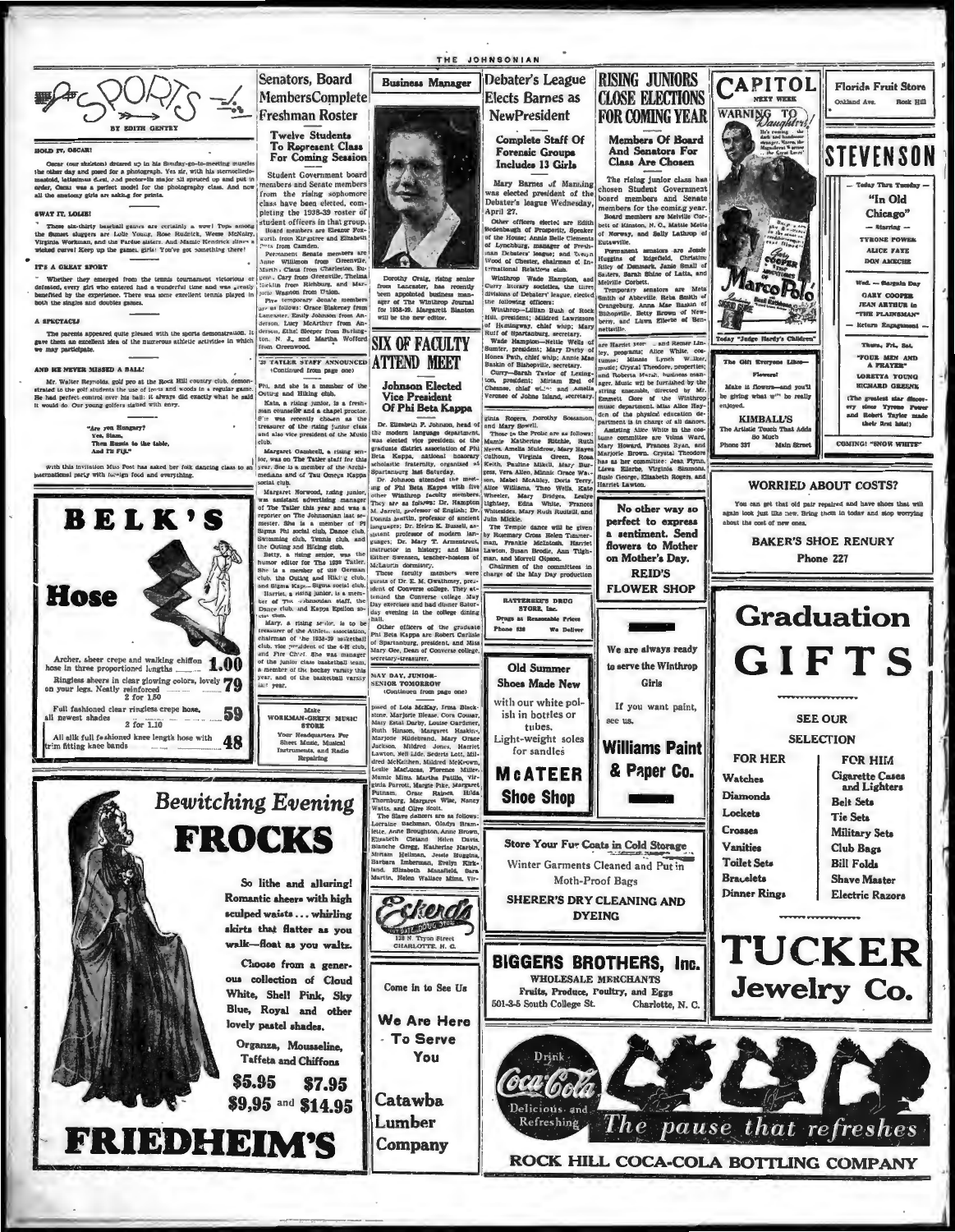# SPORTS

BY EDITH GENTRY

**HOLD IT, OSCAR!**

Oscar (our skeleton) dressed up in his Sunday-go-to-meeting muscles the other day and posed for a photograph. Yes sir, with his sternocleidomastoid, latissimus dorsi, and pectoralis major all spruced up and put in order, Oscar was a perfect model for the photography class. And now all the anatomy girls are asking for prints.

**SWAT IT, LOLIE!**

These six-thirty baseball games are certainly a wow! Tops among the Sunset sluggers are Lolie Young, Rose Rudnick, Weese McNairy, Virginia Workman, and the Pardue sisters. And Mamie Kendrick slings a wicked curve! Keep up the games, girls! You've got something there!

**IT'S A GREAT SPORT**

Whether they emerged from the tennis tournament victorious or defeated, every girl who entered had a wonderful time and was greatly benefited by the experience. There was some excellent tennis played in both the singles and doubles games.

**A SPECTACLE**

The parents appeared quite pleased with the sports demonstration. It gave them an excellent idea of the numerous athletic activities in which we may participate.

**AND HE NEVER MISSED A BALL!**

Mr. Walter Reynolds, golf pro at the Rock Hill country club, demonstrated to the golf students the use of irons and woods in a regular game. He had perfect control over his ball; it always did exactly what he said it would do. Our young golfers sighed with envy.

"Are you Hungary?
Yes, Siam.
Then Russia to the table,
And I'll Fiji."

with this invitation Miss Post has asked her folk dancing class to an international party with foreign food and everything.

---

# BELK'S

## Hose

Archer, sheer crepe and walking chiffon hose in three proportioned lengths ..... **1.00**

Ringless sheers in clear glowing colors, lovely on your legs. Neatly reinforced ..... **79**
2 for 1.50

Full fashioned clear ringless crepe hose, all newest shades ..... **59**
2 for 1.10

All silk full fashioned knee length hose with trim fitting knee bands ..... **48**

---

# Senators, Board Members Complete Freshman Roster

## Twelve Students To Represent Class For Coming Session

Student Government board members and Senate members from the rising sophomore class have been elected, completing the 1938-39 roster of student officers in that group.

Board members are Eleanor Foxworth from Kingstree and Elizabeth Potts from Camden.

Permanent Senate members are Anne Willimon from Greenville, Martha Claus from Charleston, Eugenia Cary from Greenville, Thelma Sticklin from Richburg, and Marjorie Weston from Union.

Five temporary senate members are as follows: Grace Blakeney from Lancaster, Emily Johnson from Anderson, Lucy McArthur from Anderson, Ethel Sleeper from Burlington, N. J., and Martha Wofford from Greenwood.

---

**'39 TATLER STAFF ANNOUNCED**
(Continued from page one)

Phi, and she is a member of the Outing and Hiking club.

Kate, a rising junior, is a freshman counselor and a chapel proctor. She was recently chosen as the treasurer of the rising junior class and also vice president of the Music club.

Margaret Gambrell, a rising senior, was on The Tatler staff for this year. She is a member of the Archimedians and of Tau Omega Kappa social club.

Margaret Norwood, rising junior, was assistant advertising manager of The Tatler this year and was a reporter on The Johnsonian last semester. She is a member of Pi Sigma Phi social club, Dance club, Swimming club, Tennis club, and the Outing and Hiking club.

Betty, a rising senior, was the humor editor for The 1938 Tatler. She is a member of the German club, the Outing and Hiking club, and Sigma Kappa Sigma social club.

Harriet, a rising junior, is a member of The Johnsonian staff, the Dance club, and Kappa Epsilon social club.

Mary, a rising senior, is to be treasurer of the Athletic association, chairman of the 1938-39 basketball club, vice president of the 4-H club, and Fire Chief. She was manager of the junior class basketball team, a member of the hockey varsity this year, and of the basketball varsity last year.

---

# Business Manager

Dorothy Craig, rising senior from Lancaster, has recently been appointed business manager of The Winthrop Journal for 1938-39. Margaret Blanton will be the new editor.

---

# SIX OF FACULTY ATTEND MEET

## Johnson Elected Vice President Of Phi Beta Kappa

Dr. Elizabeth F. Johnson, head of the modern language department, was elected vice president of the graduate district association of Phi Beta Kappa, national honorary scholastic fraternity, organized at Spartanburg last Saturday.

Dr. Johnson attended the meeting of Phi Beta Kappa with five other Winthrop faculty members. They are as follows: Dr. Hampton M. Jarrell, professor of English; Dr. Donnis Martin, professor of ancient languages; Dr. Helen K. Russell, assistant professor of modern languages; Dr. Mary T. Armentrout, instructor in history; and Miss Esther Swensen, teacher-hostess of McLaurin dormitory.

These faculty members were guests of Dr. E. M. Gwathmey, president of Converse college. They attended the Converse college May Day exercises and had dinner Saturday evening in the college dining hall.

Other officers of the graduate Phi Beta Kappa are Robert Carlisle of Spartanburg, president, and Miss Mary Gee, Dean of Converse college, secretary-treasurer.

---

**MAY DAY, JUNIOR-SENIOR TOMORROW**
(Continued from page one)

posed of Lois McKay, Irma Blackstone, Marjorie Blease, Cora Couser, Mary Estal Darby, Louise Gardiner, Ruth Hinson, Margaret Haskins, Marjorie Hildebrand, Mary Grace Jackson, Mildred Jones, Harriet Lawton, Nell Lide, Sederis Lott, Mildred McKeithen, Mildred McKeown, Leslie MacLaren, Florence Miller, Mamie Mims, Martha Pattillo, Virginia Parrott, Margie Pike, Margaret Putnam, Grace Ralph, Hilda Thornburg, Margaret Wise, Nancy Watts, and Olive Scott.

The Slave dancers are as follows: Lorraine Bachman, Gladys Bramlette, Anne Broughton, Anne Brown, Elizabeth Cleland, Helen Davis, Blanche Gregg, Katherine Harbin, Miriam Hellman, Jessie Huggins, Barbara Imberman, Evelyn Kirkland, Elizabeth Mansfield, Sara Martin, Helen Wallace Mims, Virginia Rogers, Dorothy Bossanon, and Mary Sowell.

Those in the Frolic are as follows: Mamie Katherine Ritchie, Ruth Neves, Amelia Muldrow, Mary Hayes Calhoun, Virginia Green, Rosa Keith, Pauline Mikell, Mary Burgess, Vera Allen, Minnie Grace Watson, Mabel McAlley, Doris Terry, Alice Williams, Theo Wells, Kate Wheeler, Mary Bridges, Leslye Lightsey, Edna White, Frances Whitesides, Mary Ruth Rudisill, and Julia Mickle.

The Temple dance will be given by Rosemary Cross, Helen Timmerman, Frankie McIntosh, Harriet Lawton, Susan Brodie, Ann Tilghman, and Morrell Gibson.

Chairmen of the committees in charge of the May Day production

---

# Debater's League Elects Barnes as New President

## Complete Staff Of Forensic Groups Includes 13 Girls

Mary Barnes of Manning was elected president of the Debater's league Wednesday, April 27.

Other officers elected are Edith Bedenbaugh of Prosperity, Speaker of the House; Annie Belle Clements of Lynchburg, manager of Freshman Debaters' league; and Evelyn Wood of Chester, chairman of International Relations club.

Winthrop Wade Hampton, and Curry literary societies, the three divisions of Debaters' league, elected the following officers:

Winthrop—Lillian Bush of Rock Hill, president; Mildred Lawrimore of Hemingway, chief whip; Mary Ruff of Spartanburg, secretary.

Wade Hampton—Nettie Wells of Sumter, president; Mary Darby of Honea Path, chief whip; Annie Mae Baskin of Bishopville, secretary.

Curry—Sarah Taylor of Lexington, president; Miriam Reel of Chesnee, chief whip; and Amelia Veronee of Johns Island, secretary.

---

# RISING JUNIORS CLOSE ELECTIONS FOR COMING YEAR

## Members Of Board And Senators For Class Are Chosen

The rising junior class has chosen Student Government board members and Senate members for the coming year.

Board members are Melville Corbett of Kinston, N. C., Mattie Metts of Norway, and Sally Lathrop of Eutawville.

Permanent senators are Jessie Huggins of Edgefield, Christine Riley of Denmark, Janie Small of Salters, Sarah Shine of Latta, and Melville Corbett.

Temporary senators are Metz Smith of Abbeville, Reba Smith of Orangeburg, Anna Mae Baskin of Bishopville, Betty Brown of Newberry, and Lawa Ellerbe of Bennettsville.

are Harriet ..... and Renee Linley, programs; Alice White, costumes; Minnie Lynch Walker, music; Crystal Theodore, properties; and Roberta Marsh, business manager. Music will be furnished by the string ensemble, directed by Mr. Emmett Gore of the Winthrop music department. Miss Alice Hayden of the physical education department is in charge of all dances.

Assisting Alice White in the costume committee are Velma Ward, Mary Howard, Frances Ryan, and Marjorie Brown. Crystal Theodore has as her committee: Jean Flynn, Lawa Ellerbe, Virginia Simmons, Susie George, Elizabeth Rogers, and Harriet Lawton.

---

**BATTENBERG'S DRUG STORE, Inc.**
Drugs at Reasonable Prices
Phone 838 — We Deliver

---

**Old Summer Shoes Made New**
with our white polish in bottles or tubes.
Light-weight soles for sandles
**McATEER Shoe Shop**

---

No other way so perfect to express a sentiment. Send flowers to Mother on Mother's Day.
**REID'S FLOWER SHOP**

---

We are always ready to serve the Winthrop Girls

If you want paint, see us.

**Williams Paint & Paper Co.**

---

# CAPITOL
NEXT WEEK

**WARNING TO Daughters!**
He's roaming the dark and handsome stranger, Marco the Magnificent & greatest the Great Lover!

**Marco Polo**

Today "Judge Hardy's Children"

---

**The Gift Everyone Likes—Flowers!**
Make it flowers—and you'll be giving what will be really enjoyed.
**KIMBALL'S**
The Artistic Touch That Adds So Much
Phone 337 — Main Street

---

**Florida Fruit Store**
Oakland Ave. — Rock Hill

# STEVENSON

— Today Thru Tuesday —
**"In Old Chicago"**
— Starring —
TYRONE POWER
ALICE FAYE
DON AMECHE

Wed. — Bargain Day
GARY COOPER
JEAN ARTHUR in
"THE PLAINSMAN"
— Return Engagement —

Thurs., Fri., Sat.
"FOUR MEN AND A PRAYER"
LORETTA YOUNG
RICHARD GREENE
(The greatest star discovery since Tyrone Power and Robert Taylor made their first hits!)

COMING! "SNOW WHITE"

---

**WORRIED ABOUT COSTS?**

You can get that old pair repaired and have shoes that will again look just like new. Bring them in today and stop worrying about the cost of new ones.

**BAKER'S SHOE RENURY**
Phone 227

---

# Graduation GIFTS

SEE OUR SELECTION

| FOR HER | FOR HIM |
|---|---|
| Watches | Cigarette Cases and Lighters |
| Diamonds | Belt Sets |
| Lockets | Tie Sets |
| Crosses | Military Sets |
| Vanities | Club Bags |
| Toilet Sets | Bill Folds |
| Bracelets | Shave Master |
| Dinner Rings | Electric Razors |

# TUCKER Jewelry Co.

---

# Bewitching Evening FROCKS

So lithe and alluring! Romantic sheers with high sculped waists ... whirling skirts that flatter as you walk—float as you waltz.

Choose from a generous collection of Cloud White, Shell Pink, Sky Blue, Royal and other lovely pastel shades.

Organza, Mousseline, Taffeta and Chiffons

$5.95 $7.95
$9.95 and $14.95

# FRIEDHEIM'S

---

**Make WORKMAN-GREEN MUSIC STORE**
Your Headquarters For Sheet Music, Musical Instruments, and Radio Repairing

---

**Efird's**
128 N. Tryon Street
CHARLOTTE, N. C.

---

Come in to See Us

**We Are Here To Serve You**

**Catawba Lumber Company**

---

Store Your Fur Coats in Cold Storage
Winter Garments Cleaned and Put in Moth-Proof Bags
**SHERER'S DRY CLEANING AND DYEING**

---

# BIGGERS BROTHERS, Inc.
WHOLESALE MERCHANTS
Fruits, Produce, Poultry, and Eggs
501-3-5 South College St. — Charlotte, N. C.

---

Drink Coca-Cola
Delicious and Refreshing
*The pause that refreshes*

**ROCK HILL COCA-COLA BOTTLING COMPANY**